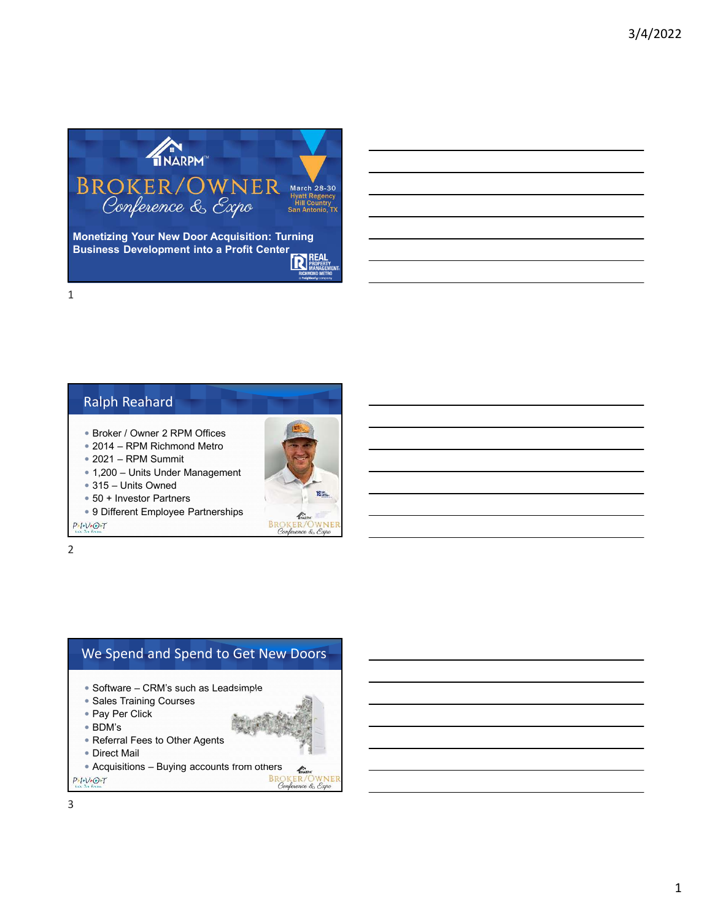# NARPM BROKER/OWNER Conference & Expo

March 28-30
Hyatt Regency Hill Country
San Antonio, TX

**Monetizing Your New Door Acquisition: Turning Business Development into a Profit Center**

REAL PROPERTY MANAGEMENT RICHMOND METRO

---

## Ralph Reahard

- Broker / Owner 2 RPM Offices
- 2014 – RPM Richmond Metro
- 2021 – RPM Summit
- 1,200 – Units Under Management
- 315 – Units Owned
- 50 + Investor Partners
- 9 Different Employee Partnerships

---

## We Spend and Spend to Get New Doors

- Software – CRM's such as Leadsimple
- Sales Training Courses
- Pay Per Click
- BDM's
- Referral Fees to Other Agents
- Direct Mail
- Acquisitions – Buying accounts from others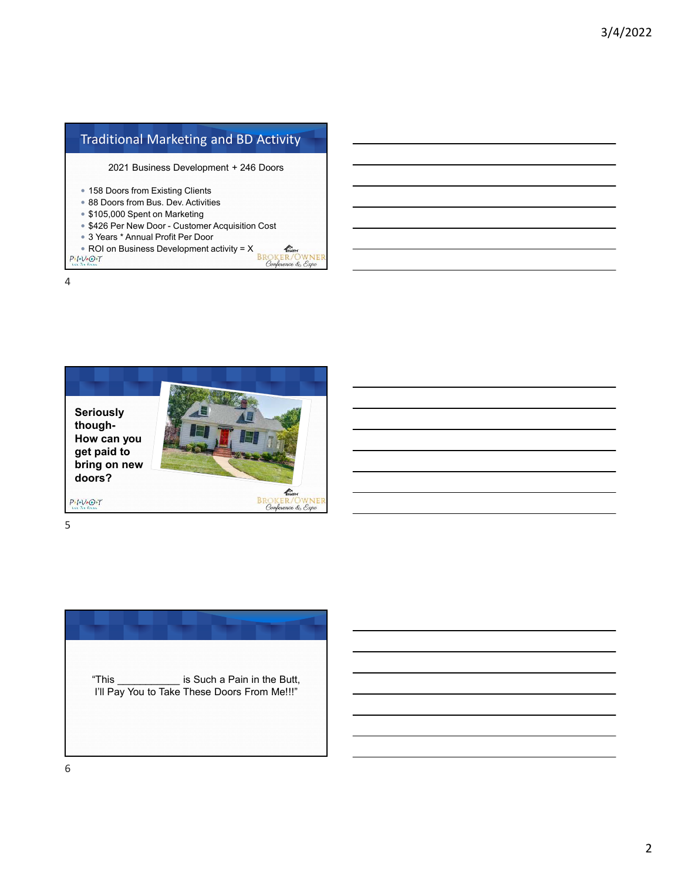## Traditional Marketing and BD Activity

2021 Business Development + 246 Doors

- 158 Doors from Existing Clients
- 88 Doors from Bus. Dev. Activities
- $105,000 Spent on Marketing
- $426 Per New Door - Customer Acquisition Cost
- 3 Years * Annual Profit Per Door
- ROI on Business Development activity = X

**Seriously though- How can you get paid to bring on new doors?**

"This ___________ is Such a Pain in the Butt, I'll Pay You to Take These Doors From Me!!!"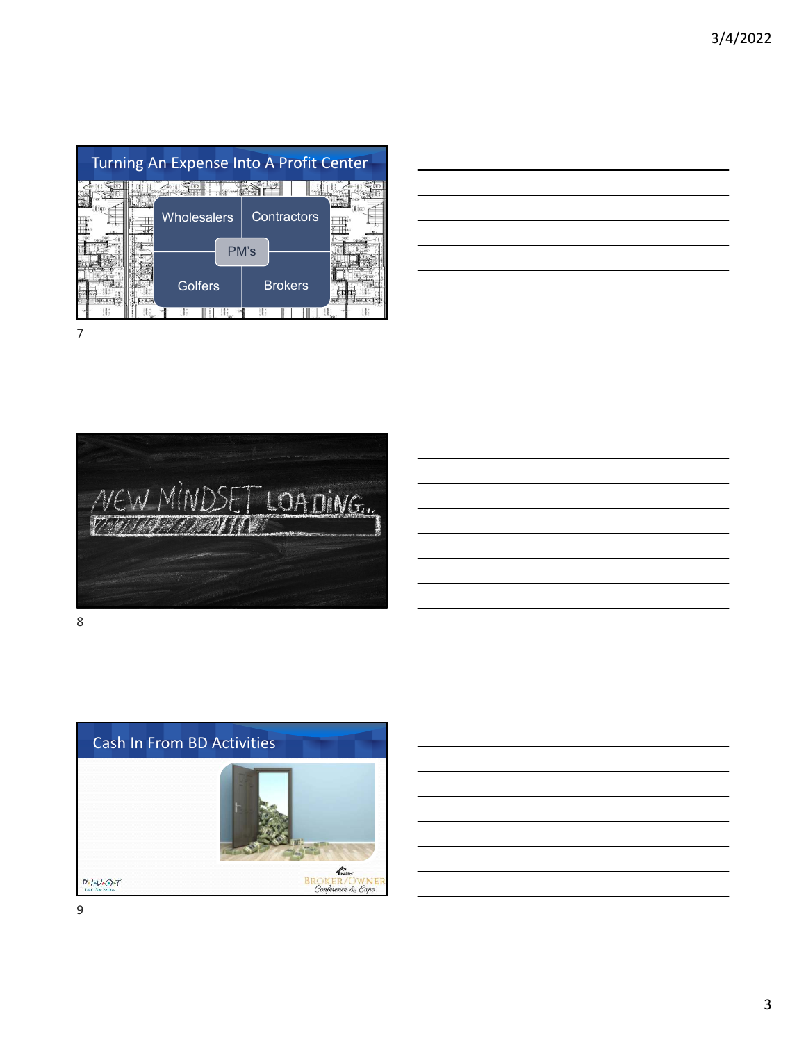## Turning An Expense Into A Profit Center

- Wholesalers
- Contractors
- PM's
- Golfers
- Brokers

NEW MINDSET LOADING...

## Cash In From BD Activities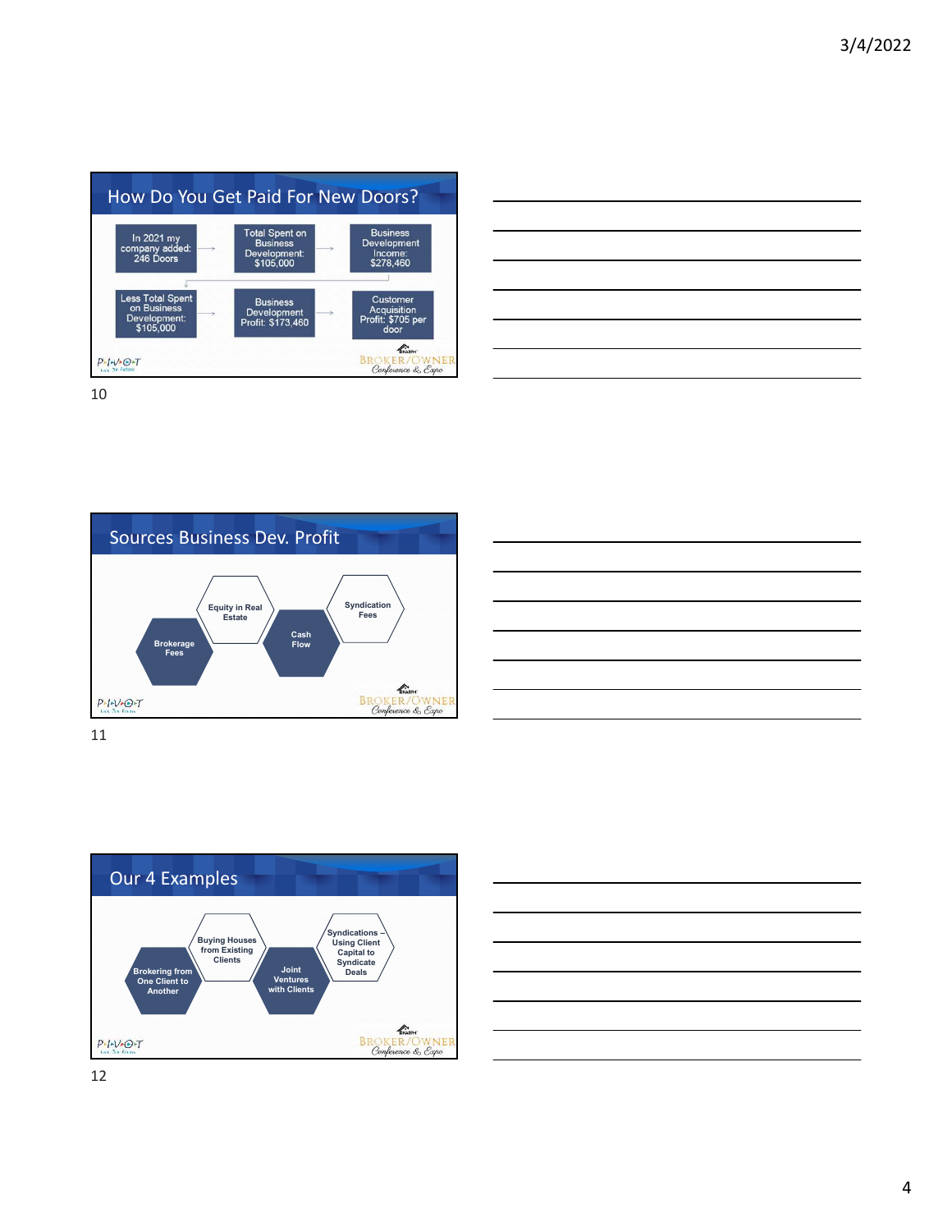## How Do You Get Paid For New Doors?

In 2021 my company added: 246 Doors → Total Spent on Business Development: $105,000 → Business Development Income: $278,460

Less Total Spent on Business Development: $105,000 → Business Development Profit: $173,460 → Customer Acquisition Profit: $705 per door

10

## Sources Business Dev. Profit

- Brokerage Fees
- Equity in Real Estate
- Cash Flow
- Syndication Fees

11

## Our 4 Examples

- Brokering from One Client to Another
- Buying Houses from Existing Clients
- Joint Ventures with Clients
- Syndications – Using Client Capital to Syndicate Deals

12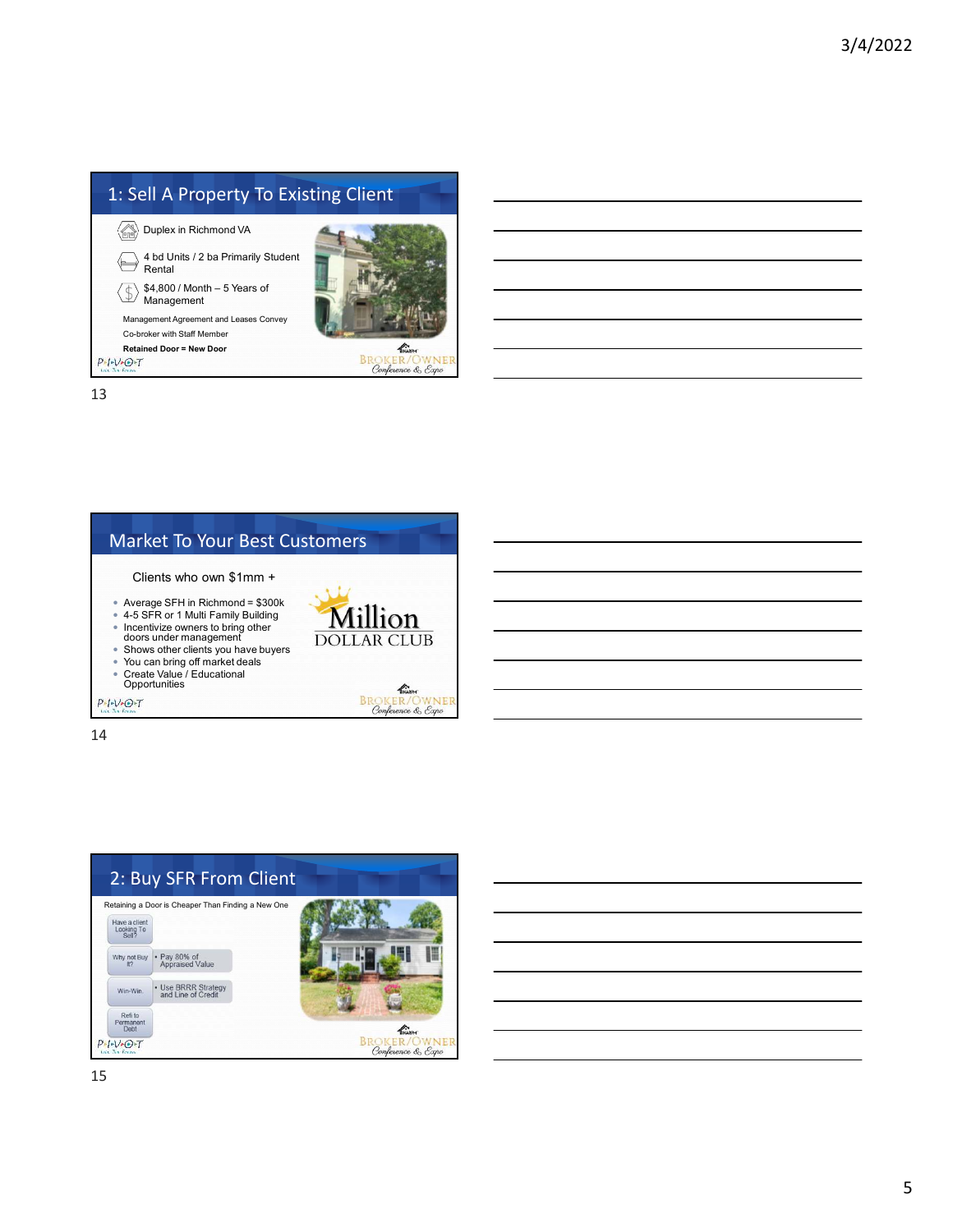## 1: Sell A Property To Existing Client

- Duplex in Richmond VA
- 4 bd Units / 2 ba Primarily Student Rental
- $4,800 / Month – 5 Years of Management

Management Agreement and Leases Convey

Co-broker with Staff Member

**Retained Door = New Door**

## Market To Your Best Customers

Clients who own $1mm +

- Average SFH in Richmond = $300k
- 4-5 SFR or 1 Multi Family Building
- Incentivize owners to bring other doors under management
- Shows other clients you have buyers
- You can bring off market deals
- Create Value / Educational Opportunities

Million DOLLAR CLUB

## 2: Buy SFR From Client

Retaining a Door is Cheaper Than Finding a New One

- Have a client Looking To Sell?
- Why not Buy It?
  - Pay 80% of Appraised Value
- Win-Win.
  - Use BRRR Strategy and Line of Credit
- Refi to Permanent Debt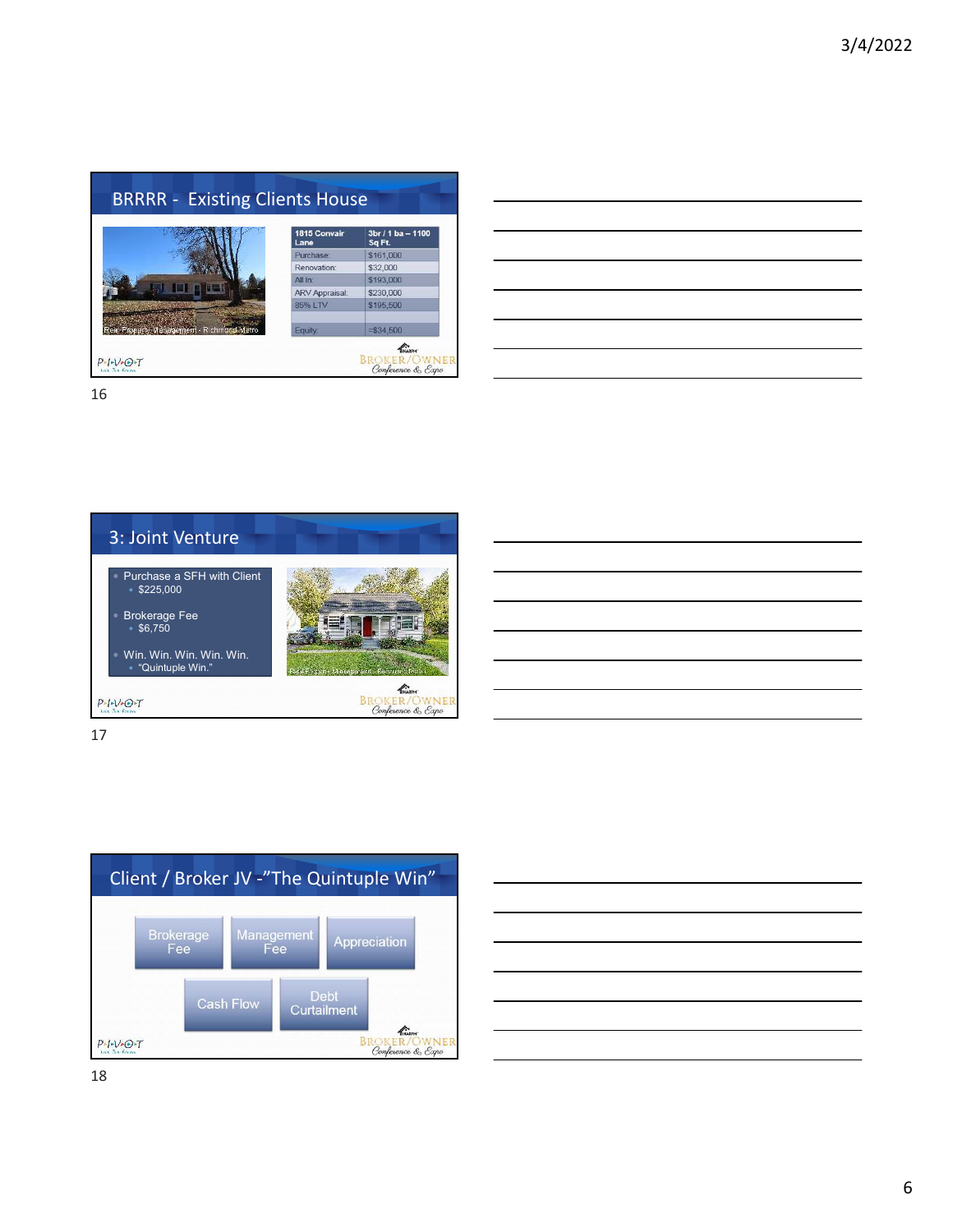## BRRRR - Existing Clients House

| 1815 Convair Lane | 3br / 1 ba – 1100 Sq Ft. |
|---|---|
| Purchase: | $161,000 |
| Renovation: | $32,000 |
| All In: | $193,000 |
| ARV Appraisal: | $230,000 |
| 85% LTV | $195,500 |
| | |
| Equity: | =$34,500 |

Real Property Management - Richmond Metro

## 3: Joint Venture

- Purchase a SFH with Client
  - $225,000
- Brokerage Fee
  - $6,750
- Win. Win. Win. Win. Win.
  - "Quintuple Win."

Real Property Management - Richmond Metro

## Client / Broker JV -"The Quintuple Win"

- Brokerage Fee
- Management Fee
- Appreciation
- Cash Flow
- Debt Curtailment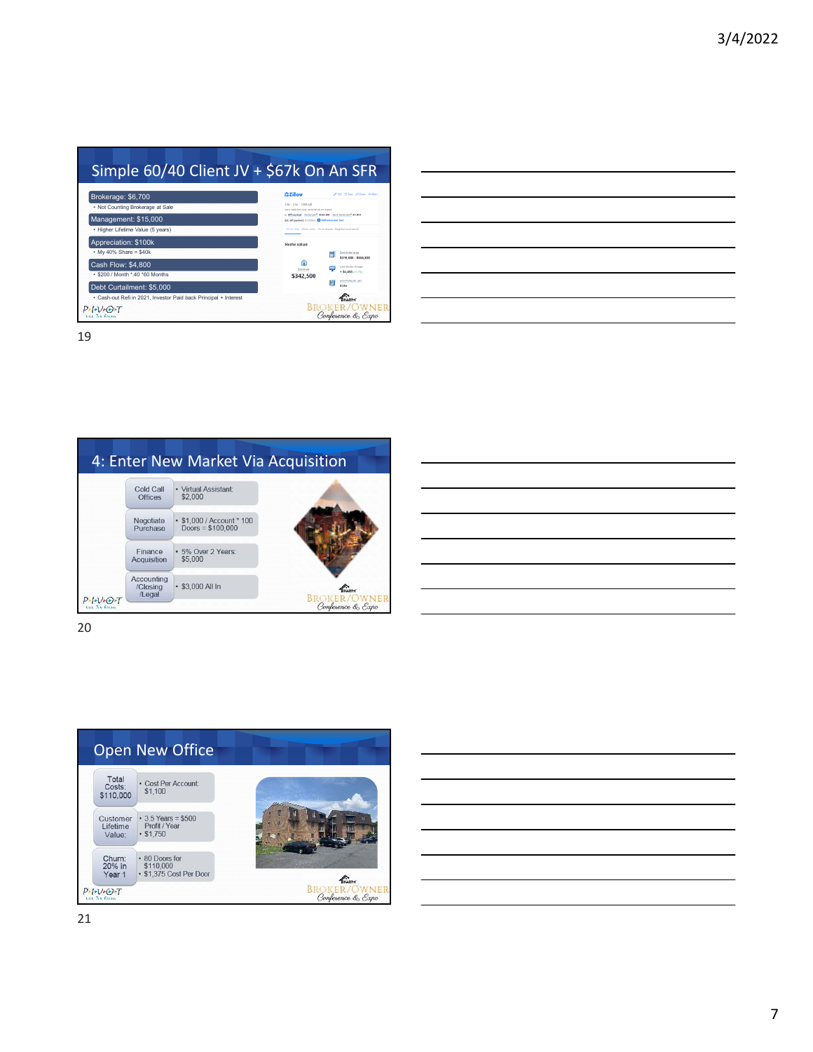## Simple 60/40 Client JV + $67k On An SFR

- Brokerage: $6,700
  - Not Counting Brokerage at Sale
- Management: $15,000
  - Higher Lifetime Value (5 years)
- Appreciation: $100k
  - My 40% Share = $40k
- Cash Flow: $4,800
  - $200 / Month * .40 *60 Months
- Debt Curtailment: $5,000
  - Cash-out Refi in 2021, Investor Paid back Principal + Interest

Zillow — Home value: $342,500

## 4: Enter New Market Via Acquisition

| | |
|---|---|
| Cold Call Offices | Virtual Assistant: $2,000 |
| Negotiate Purchase | $1,000 / Account * 100 Doors = $100,000 |
| Finance Acquisition | 5% Over 2 Years: $5,000 |
| Accounting /Closing /Legal | $3,000 All In |

## Open New Office

| | |
|---|---|
| Total Costs: $110,000 | Cost Per Account: $1,100 |
| Customer Lifetime Value: | 3.5 Years = $500 Profit / Year<br>$1,750 |
| Churn: 20% in Year 1 | 80 Doors for $110,000<br>$1,375 Cost Per Door |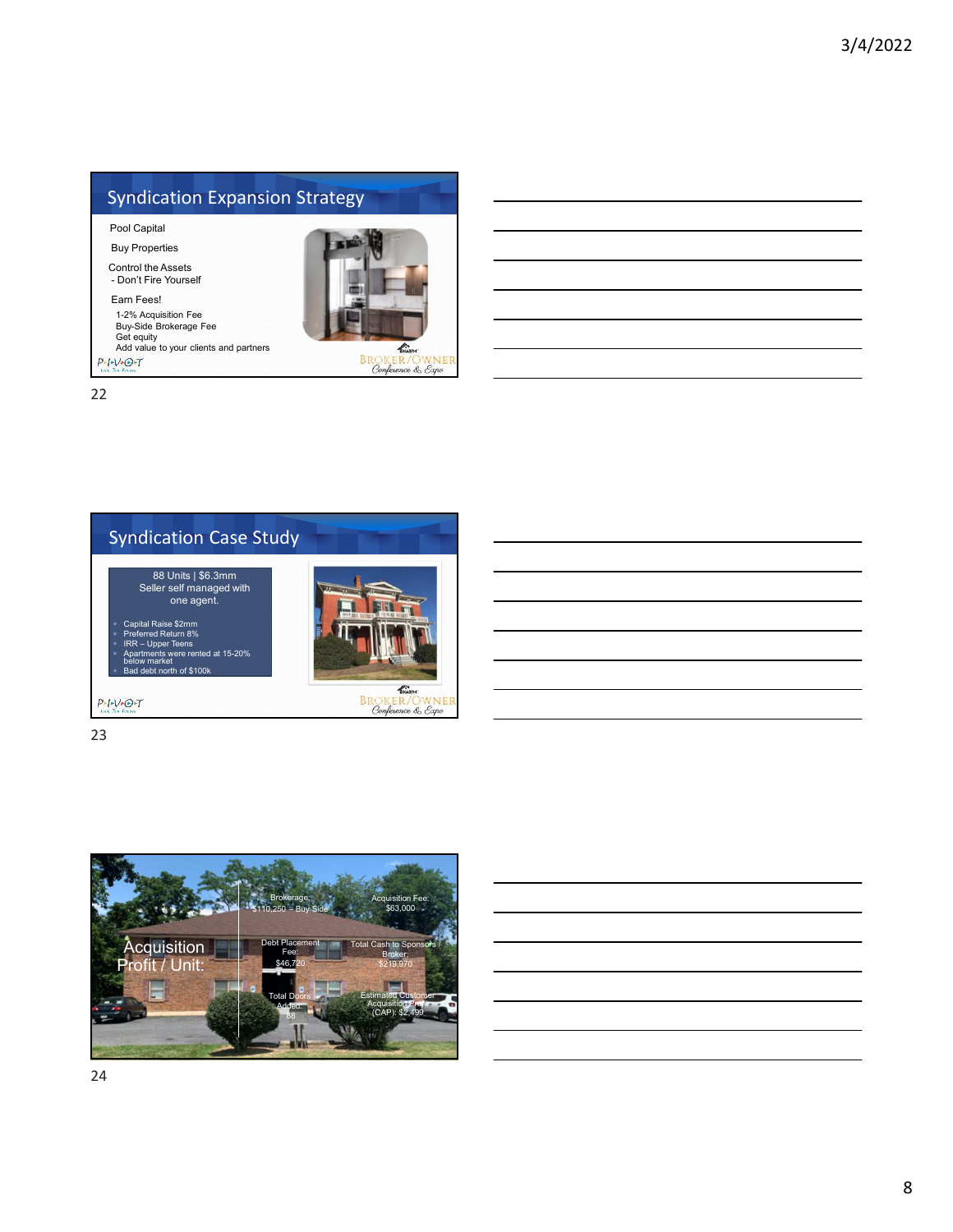## Syndication Expansion Strategy

Pool Capital

Buy Properties

Control the Assets
- Don't Fire Yourself

Earn Fees!

1-2% Acquisition Fee
Buy-Side Brokerage Fee
Get equity
Add value to your clients and partners

PIVOT

BROKER/OWNER Conference & Expo

## Syndication Case Study

88 Units | $6.3mm
Seller self managed with one agent.

- Capital Raise $2mm
- Preferred Return 8%
- IRR – Upper Teens
- Apartments were rented at 15-20% below market
- Bad debt north of $100k

PIVOT

BROKER/OWNER Conference & Expo

## Acquisition Profit / Unit:

Brokerage: $110,250 – Buy Side

Acquisition Fee: $63,000

Debt Placement Fee: $46,720

Total Cash to Sponsors / Broker: $219,970

Total Doors Added: 88

Estimated Customer Acquisition Profit (CAP): $2,499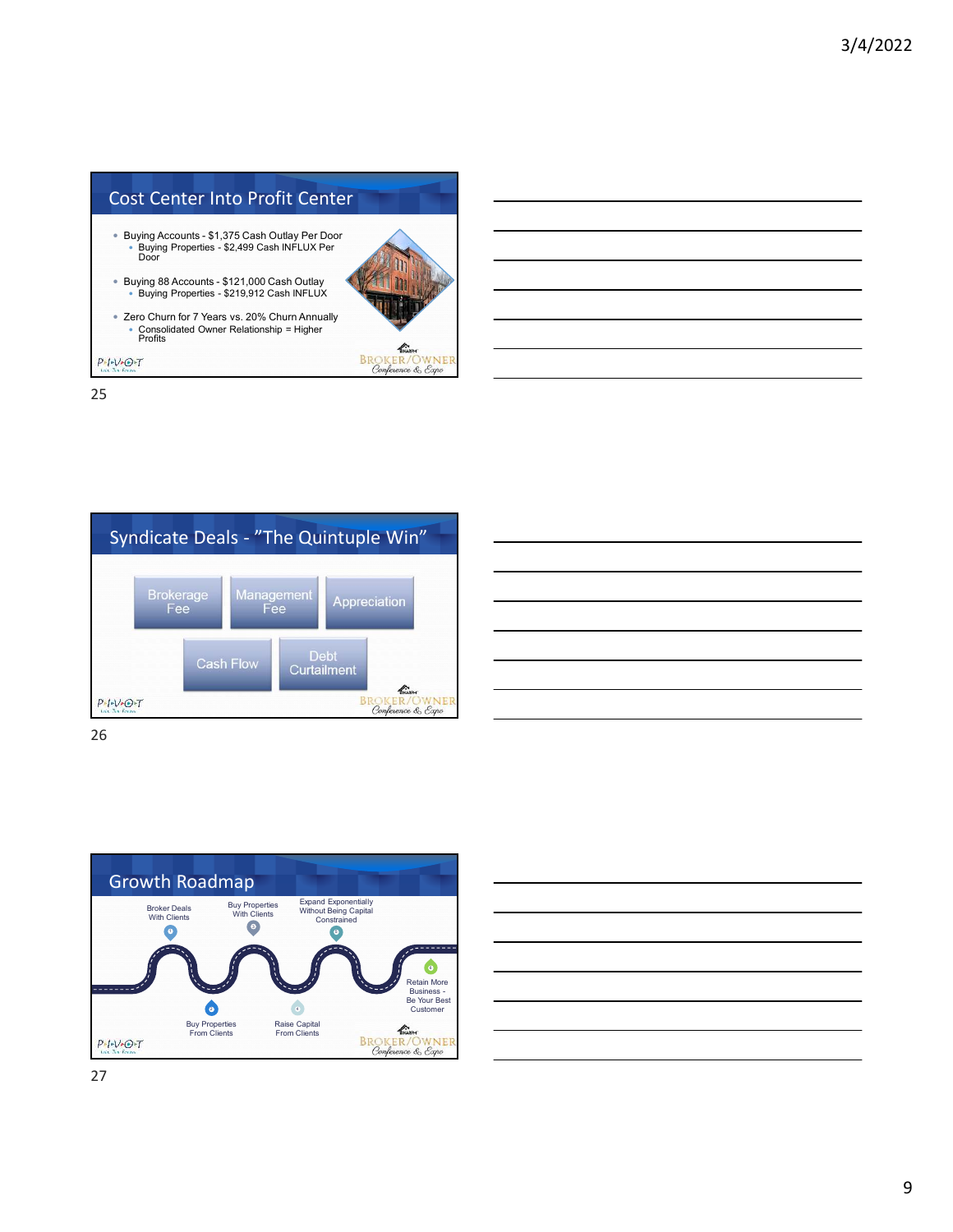## Cost Center Into Profit Center

- Buying Accounts - $1,375 Cash Outlay Per Door
  - Buying Properties - $2,499 Cash INFLUX Per Door
- Buying 88 Accounts - $121,000 Cash Outlay
  - Buying Properties - $219,912 Cash INFLUX
- Zero Churn for 7 Years vs. 20% Churn Annually
  - Consolidated Owner Relationship = Higher Profits

PIVOT

NARPM BROKER/OWNER Conference & Expo

25

## Syndicate Deals - "The Quintuple Win"

Brokerage Fee

Management Fee

Appreciation

Cash Flow

Debt Curtailment

PIVOT

NARPM BROKER/OWNER Conference & Expo

26

## Growth Roadmap

Broker Deals With Clients

Buy Properties From Clients

Buy Properties With Clients

Raise Capital From Clients

Expand Exponentially Without Being Capital Constrained

Retain More Business - Be Your Best Customer

PIVOT

NARPM BROKER/OWNER Conference & Expo

27